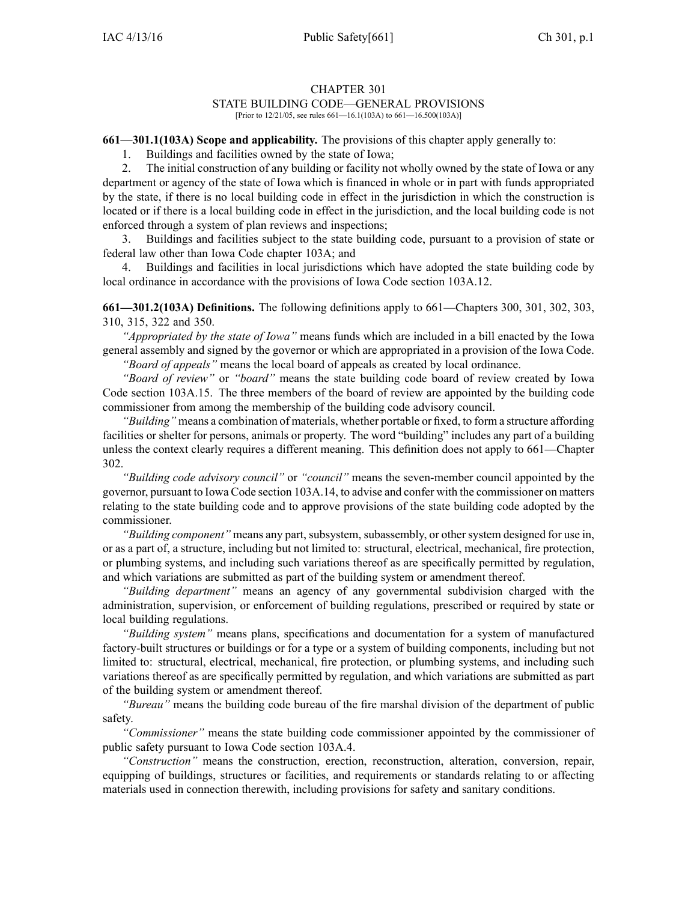# CHAPTER 301

## STATE BUILDING CODE—GENERAL PROVISIONS

[Prior to 12/21/05, see rules 661—16.1(103A) to 661—16.500(103A)]

**661—301.1(103A) Scope and applicability.** The provisions of this chapter apply generally to:

1. Buildings and facilities owned by the state of Iowa;
2. The initial construction of any building or facility not wholly owned by the state of Iowa or any department or agency of the state of Iowa which is financed in whole or in part with funds appropriated by the state, if there is no local building code in effect in the jurisdiction in which the construction is located or if there is a local building code in effect in the jurisdiction, and the local building code is not enforced through a system of plan reviews and inspections;
3. Buildings and facilities subject to the state building code, pursuant to a provision of state or federal law other than Iowa Code chapter 103A; and
4. Buildings and facilities in local jurisdictions which have adopted the state building code by local ordinance in accordance with the provisions of Iowa Code section 103A.12.

**661—301.2(103A) Definitions.** The following definitions apply to 661—Chapters 300, 301, 302, 303, 310, 315, 322 and 350.

*"Appropriated by the state of Iowa"* means funds which are included in a bill enacted by the Iowa general assembly and signed by the governor or which are appropriated in a provision of the Iowa Code.

*"Board of appeals"* means the local board of appeals as created by local ordinance.

*"Board of review"* or *"board"* means the state building code board of review created by Iowa Code section 103A.15. The three members of the board of review are appointed by the building code commissioner from among the membership of the building code advisory council.

*"Building"* means a combination of materials, whether portable or fixed, to form a structure affording facilities or shelter for persons, animals or property. The word "building" includes any part of a building unless the context clearly requires a different meaning. This definition does not apply to 661—Chapter 302.

*"Building code advisory council"* or *"council"* means the seven-member council appointed by the governor, pursuant to Iowa Code section 103A.14, to advise and confer with the commissioner on matters relating to the state building code and to approve provisions of the state building code adopted by the commissioner.

*"Building component"* means any part, subsystem, subassembly, or other system designed for use in, or as a part of, a structure, including but not limited to: structural, electrical, mechanical, fire protection, or plumbing systems, and including such variations thereof as are specifically permitted by regulation, and which variations are submitted as part of the building system or amendment thereof.

*"Building department"* means an agency of any governmental subdivision charged with the administration, supervision, or enforcement of building regulations, prescribed or required by state or local building regulations.

*"Building system"* means plans, specifications and documentation for a system of manufactured factory-built structures or buildings or for a type or a system of building components, including but not limited to: structural, electrical, mechanical, fire protection, or plumbing systems, and including such variations thereof as are specifically permitted by regulation, and which variations are submitted as part of the building system or amendment thereof.

*"Bureau"* means the building code bureau of the fire marshal division of the department of public safety.

*"Commissioner"* means the state building code commissioner appointed by the commissioner of public safety pursuant to Iowa Code section 103A.4.

*"Construction"* means the construction, erection, reconstruction, alteration, conversion, repair, equipping of buildings, structures or facilities, and requirements or standards relating to or affecting materials used in connection therewith, including provisions for safety and sanitary conditions.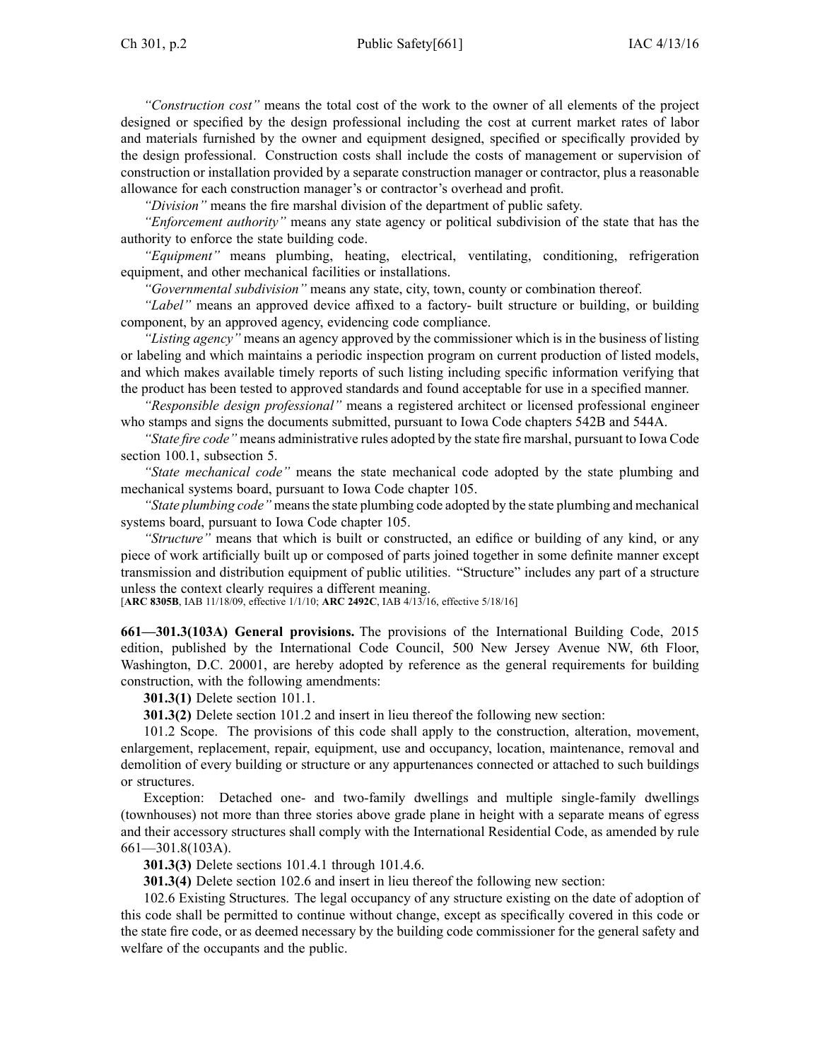*"Construction cost"* means the total cost of the work to the owner of all elements of the project designed or specified by the design professional including the cost at current market rates of labor and materials furnished by the owner and equipment designed, specified or specifically provided by the design professional. Construction costs shall include the costs of management or supervision of construction or installation provided by a separate construction manager or contractor, plus a reasonable allowance for each construction manager's or contractor's overhead and profit.

*"Division"* means the fire marshal division of the department of public safety.

*"Enforcement authority"* means any state agency or political subdivision of the state that has the authority to enforce the state building code.

*"Equipment"* means plumbing, heating, electrical, ventilating, conditioning, refrigeration equipment, and other mechanical facilities or installations.

*"Governmental subdivision"* means any state, city, town, county or combination thereof.

*"Label"* means an approved device affixed to a factory- built structure or building, or building component, by an approved agency, evidencing code compliance.

*"Listing agency"* means an agency approved by the commissioner which is in the business of listing or labeling and which maintains a periodic inspection program on current production of listed models, and which makes available timely reports of such listing including specific information verifying that the product has been tested to approved standards and found acceptable for use in a specified manner.

*"Responsible design professional"* means a registered architect or licensed professional engineer who stamps and signs the documents submitted, pursuant to Iowa Code chapters 542B and 544A.

*"State fire code"* means administrative rules adopted by the state fire marshal, pursuant to Iowa Code section 100.1, subsection 5.

*"State mechanical code"* means the state mechanical code adopted by the state plumbing and mechanical systems board, pursuant to Iowa Code chapter 105.

*"State plumbing code"* means the state plumbing code adopted by the state plumbing and mechanical systems board, pursuant to Iowa Code chapter 105.

*"Structure"* means that which is built or constructed, an edifice or building of any kind, or any piece of work artificially built up or composed of parts joined together in some definite manner except transmission and distribution equipment of public utilities. "Structure" includes any part of a structure unless the context clearly requires a different meaning.

[**ARC 8305B**, IAB 11/18/09, effective 1/1/10; **ARC 2492C**, IAB 4/13/16, effective 5/18/16]

**661—301.3(103A) General provisions.** The provisions of the International Building Code, 2015 edition, published by the International Code Council, 500 New Jersey Avenue NW, 6th Floor, Washington, D.C. 20001, are hereby adopted by reference as the general requirements for building construction, with the following amendments:

**301.3(1)** Delete section 101.1.

**301.3(2)** Delete section 101.2 and insert in lieu thereof the following new section:

101.2 Scope. The provisions of this code shall apply to the construction, alteration, movement, enlargement, replacement, repair, equipment, use and occupancy, location, maintenance, removal and demolition of every building or structure or any appurtenances connected or attached to such buildings or structures.

Exception: Detached one- and two-family dwellings and multiple single-family dwellings (townhouses) not more than three stories above grade plane in height with a separate means of egress and their accessory structures shall comply with the International Residential Code, as amended by rule 661—301.8(103A).

**301.3(3)** Delete sections 101.4.1 through 101.4.6.

**301.3(4)** Delete section 102.6 and insert in lieu thereof the following new section:

102.6 Existing Structures. The legal occupancy of any structure existing on the date of adoption of this code shall be permitted to continue without change, except as specifically covered in this code or the state fire code, or as deemed necessary by the building code commissioner for the general safety and welfare of the occupants and the public.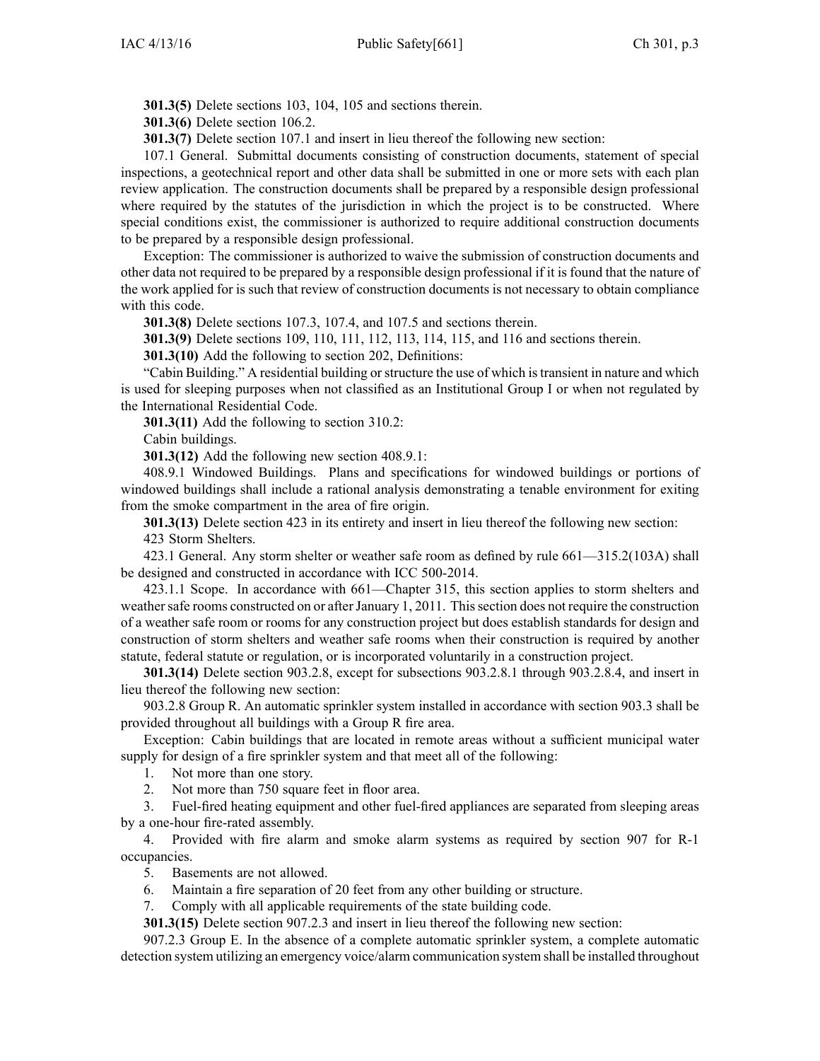**301.3(5)** Delete sections 103, 104, 105 and sections therein.

**301.3(6)** Delete section 106.2.

**301.3(7)** Delete section 107.1 and insert in lieu thereof the following new section:

107.1 General. Submittal documents consisting of construction documents, statement of special inspections, a geotechnical report and other data shall be submitted in one or more sets with each plan review application. The construction documents shall be prepared by a responsible design professional where required by the statutes of the jurisdiction in which the project is to be constructed. Where special conditions exist, the commissioner is authorized to require additional construction documents to be prepared by a responsible design professional.

Exception: The commissioner is authorized to waive the submission of construction documents and other data not required to be prepared by a responsible design professional if it is found that the nature of the work applied for is such that review of construction documents is not necessary to obtain compliance with this code.

**301.3(8)** Delete sections 107.3, 107.4, and 107.5 and sections therein.

**301.3(9)** Delete sections 109, 110, 111, 112, 113, 114, 115, and 116 and sections therein.

**301.3(10)** Add the following to section 202, Definitions:

"Cabin Building." A residential building or structure the use of which is transient in nature and which is used for sleeping purposes when not classified as an Institutional Group I or when not regulated by the International Residential Code.

**301.3(11)** Add the following to section 310.2:

Cabin buildings.

**301.3(12)** Add the following new section 408.9.1:

408.9.1 Windowed Buildings. Plans and specifications for windowed buildings or portions of windowed buildings shall include a rational analysis demonstrating a tenable environment for exiting from the smoke compartment in the area of fire origin.

**301.3(13)** Delete section 423 in its entirety and insert in lieu thereof the following new section:

423 Storm Shelters.

423.1 General. Any storm shelter or weather safe room as defined by rule 661—315.2(103A) shall be designed and constructed in accordance with ICC 500-2014.

423.1.1 Scope. In accordance with 661—Chapter 315, this section applies to storm shelters and weather safe rooms constructed on or after January 1, 2011. This section does not require the construction of a weather safe room or rooms for any construction project but does establish standards for design and construction of storm shelters and weather safe rooms when their construction is required by another statute, federal statute or regulation, or is incorporated voluntarily in a construction project.

**301.3(14)** Delete section 903.2.8, except for subsections 903.2.8.1 through 903.2.8.4, and insert in lieu thereof the following new section:

903.2.8 Group R. An automatic sprinkler system installed in accordance with section 903.3 shall be provided throughout all buildings with a Group R fire area.

Exception: Cabin buildings that are located in remote areas without a sufficient municipal water supply for design of a fire sprinkler system and that meet all of the following:

1. Not more than one story.
2. Not more than 750 square feet in floor area.
3. Fuel-fired heating equipment and other fuel-fired appliances are separated from sleeping areas by a one-hour fire-rated assembly.
4. Provided with fire alarm and smoke alarm systems as required by section 907 for R-1 occupancies.
5. Basements are not allowed.
6. Maintain a fire separation of 20 feet from any other building or structure.
7. Comply with all applicable requirements of the state building code.

**301.3(15)** Delete section 907.2.3 and insert in lieu thereof the following new section:

907.2.3 Group E. In the absence of a complete automatic sprinkler system, a complete automatic detection system utilizing an emergency voice/alarm communication system shall be installed throughout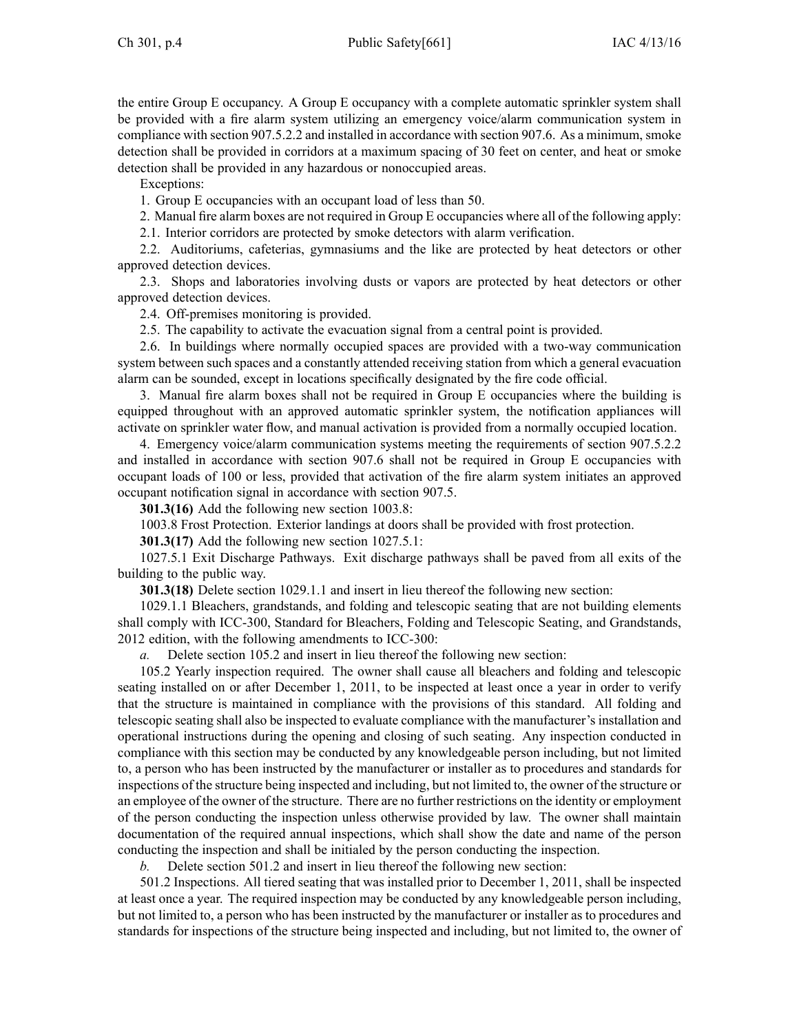the entire Group E occupancy. A Group E occupancy with a complete automatic sprinkler system shall be provided with a fire alarm system utilizing an emergency voice/alarm communication system in compliance with section 907.5.2.2 and installed in accordance with section 907.6. As a minimum, smoke detection shall be provided in corridors at a maximum spacing of 30 feet on center, and heat or smoke detection shall be provided in any hazardous or nonoccupied areas.

Exceptions:

1. Group E occupancies with an occupant load of less than 50.

2. Manual fire alarm boxes are not required in Group E occupancies where all of the following apply:

2.1. Interior corridors are protected by smoke detectors with alarm verification.

2.2. Auditoriums, cafeterias, gymnasiums and the like are protected by heat detectors or other approved detection devices.

2.3. Shops and laboratories involving dusts or vapors are protected by heat detectors or other approved detection devices.

2.4. Off-premises monitoring is provided.

2.5. The capability to activate the evacuation signal from a central point is provided.

2.6. In buildings where normally occupied spaces are provided with a two-way communication system between such spaces and a constantly attended receiving station from which a general evacuation alarm can be sounded, except in locations specifically designated by the fire code official.

3. Manual fire alarm boxes shall not be required in Group E occupancies where the building is equipped throughout with an approved automatic sprinkler system, the notification appliances will activate on sprinkler water flow, and manual activation is provided from a normally occupied location.

4. Emergency voice/alarm communication systems meeting the requirements of section 907.5.2.2 and installed in accordance with section 907.6 shall not be required in Group E occupancies with occupant loads of 100 or less, provided that activation of the fire alarm system initiates an approved occupant notification signal in accordance with section 907.5.

**301.3(16)** Add the following new section 1003.8:

1003.8 Frost Protection. Exterior landings at doors shall be provided with frost protection.

**301.3(17)** Add the following new section 1027.5.1:

1027.5.1 Exit Discharge Pathways. Exit discharge pathways shall be paved from all exits of the building to the public way.

**301.3(18)** Delete section 1029.1.1 and insert in lieu thereof the following new section:

1029.1.1 Bleachers, grandstands, and folding and telescopic seating that are not building elements shall comply with ICC-300, Standard for Bleachers, Folding and Telescopic Seating, and Grandstands, 2012 edition, with the following amendments to ICC-300:

*a.* Delete section 105.2 and insert in lieu thereof the following new section:

105.2 Yearly inspection required. The owner shall cause all bleachers and folding and telescopic seating installed on or after December 1, 2011, to be inspected at least once a year in order to verify that the structure is maintained in compliance with the provisions of this standard. All folding and telescopic seating shall also be inspected to evaluate compliance with the manufacturer's installation and operational instructions during the opening and closing of such seating. Any inspection conducted in compliance with this section may be conducted by any knowledgeable person including, but not limited to, a person who has been instructed by the manufacturer or installer as to procedures and standards for inspections of the structure being inspected and including, but not limited to, the owner of the structure or an employee of the owner of the structure. There are no further restrictions on the identity or employment of the person conducting the inspection unless otherwise provided by law. The owner shall maintain documentation of the required annual inspections, which shall show the date and name of the person conducting the inspection and shall be initialed by the person conducting the inspection.

*b.* Delete section 501.2 and insert in lieu thereof the following new section:

501.2 Inspections. All tiered seating that was installed prior to December 1, 2011, shall be inspected at least once a year. The required inspection may be conducted by any knowledgeable person including, but not limited to, a person who has been instructed by the manufacturer or installer as to procedures and standards for inspections of the structure being inspected and including, but not limited to, the owner of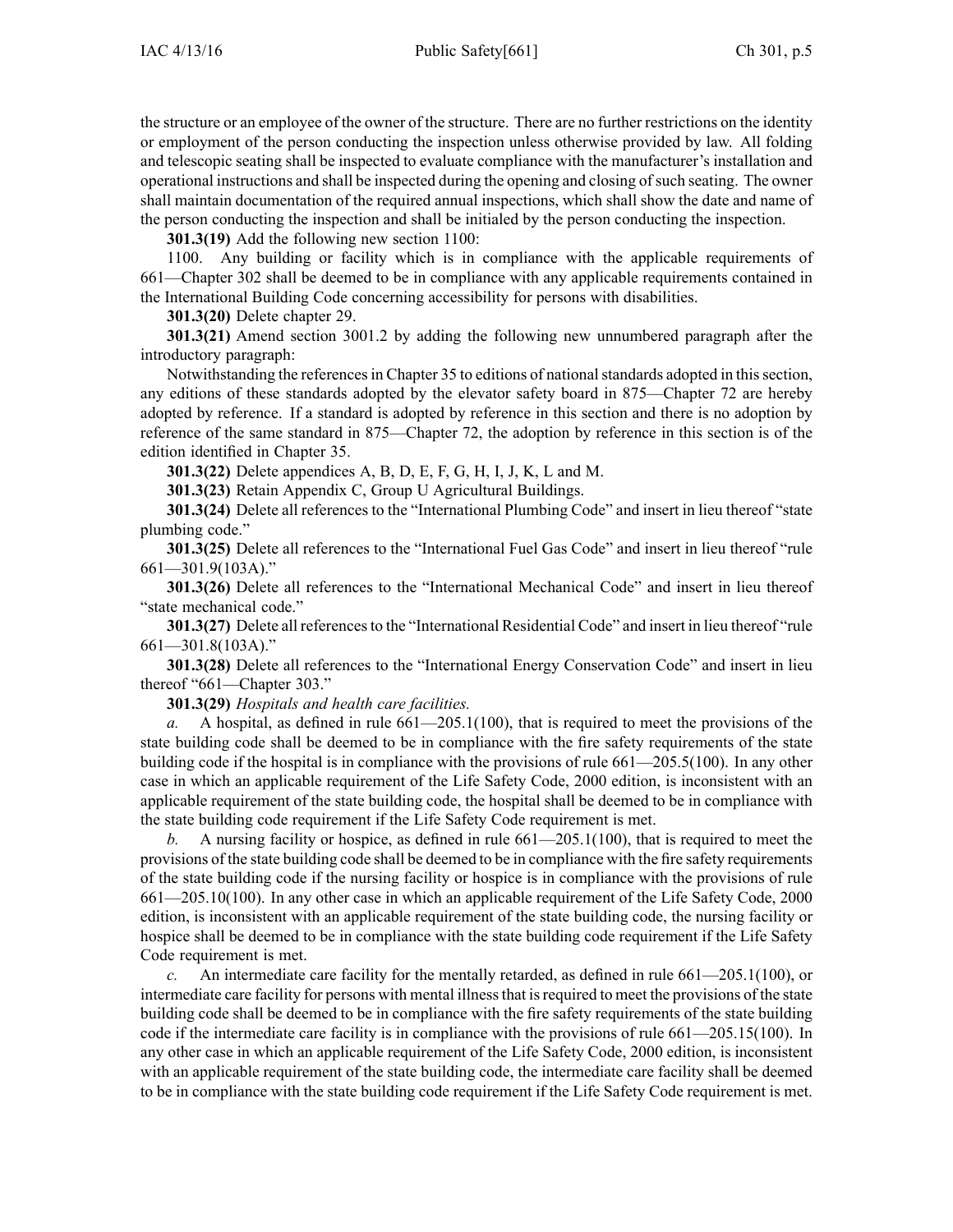the structure or an employee of the owner of the structure. There are no further restrictions on the identity or employment of the person conducting the inspection unless otherwise provided by law. All folding and telescopic seating shall be inspected to evaluate compliance with the manufacturer's installation and operational instructions and shall be inspected during the opening and closing of such seating. The owner shall maintain documentation of the required annual inspections, which shall show the date and name of the person conducting the inspection and shall be initialed by the person conducting the inspection.

**301.3(19)** Add the following new section 1100:

1100. Any building or facility which is in compliance with the applicable requirements of 661—Chapter 302 shall be deemed to be in compliance with any applicable requirements contained in the International Building Code concerning accessibility for persons with disabilities.

**301.3(20)** Delete chapter 29.

**301.3(21)** Amend section 3001.2 by adding the following new unnumbered paragraph after the introductory paragraph:

Notwithstanding the references in Chapter 35 to editions of national standards adopted in this section, any editions of these standards adopted by the elevator safety board in 875—Chapter 72 are hereby adopted by reference. If a standard is adopted by reference in this section and there is no adoption by reference of the same standard in 875—Chapter 72, the adoption by reference in this section is of the edition identified in Chapter 35.

**301.3(22)** Delete appendices A, B, D, E, F, G, H, I, J, K, L and M.

**301.3(23)** Retain Appendix C, Group U Agricultural Buildings.

**301.3(24)** Delete all references to the "International Plumbing Code" and insert in lieu thereof "state plumbing code."

**301.3(25)** Delete all references to the "International Fuel Gas Code" and insert in lieu thereof "rule 661—301.9(103A)."

**301.3(26)** Delete all references to the "International Mechanical Code" and insert in lieu thereof "state mechanical code."

**301.3(27)** Delete all references to the "International Residential Code" and insert in lieu thereof "rule 661—301.8(103A)."

**301.3(28)** Delete all references to the "International Energy Conservation Code" and insert in lieu thereof "661—Chapter 303."

**301.3(29)** *Hospitals and health care facilities.*

*a.* A hospital, as defined in rule 661—205.1(100), that is required to meet the provisions of the state building code shall be deemed to be in compliance with the fire safety requirements of the state building code if the hospital is in compliance with the provisions of rule 661—205.5(100). In any other case in which an applicable requirement of the Life Safety Code, 2000 edition, is inconsistent with an applicable requirement of the state building code, the hospital shall be deemed to be in compliance with the state building code requirement if the Life Safety Code requirement is met.

*b.* A nursing facility or hospice, as defined in rule 661—205.1(100), that is required to meet the provisions of the state building code shall be deemed to be in compliance with the fire safety requirements of the state building code if the nursing facility or hospice is in compliance with the provisions of rule 661—205.10(100). In any other case in which an applicable requirement of the Life Safety Code, 2000 edition, is inconsistent with an applicable requirement of the state building code, the nursing facility or hospice shall be deemed to be in compliance with the state building code requirement if the Life Safety Code requirement is met.

*c.* An intermediate care facility for the mentally retarded, as defined in rule 661—205.1(100), or intermediate care facility for persons with mental illness that is required to meet the provisions of the state building code shall be deemed to be in compliance with the fire safety requirements of the state building code if the intermediate care facility is in compliance with the provisions of rule 661—205.15(100). In any other case in which an applicable requirement of the Life Safety Code, 2000 edition, is inconsistent with an applicable requirement of the state building code, the intermediate care facility shall be deemed to be in compliance with the state building code requirement if the Life Safety Code requirement is met.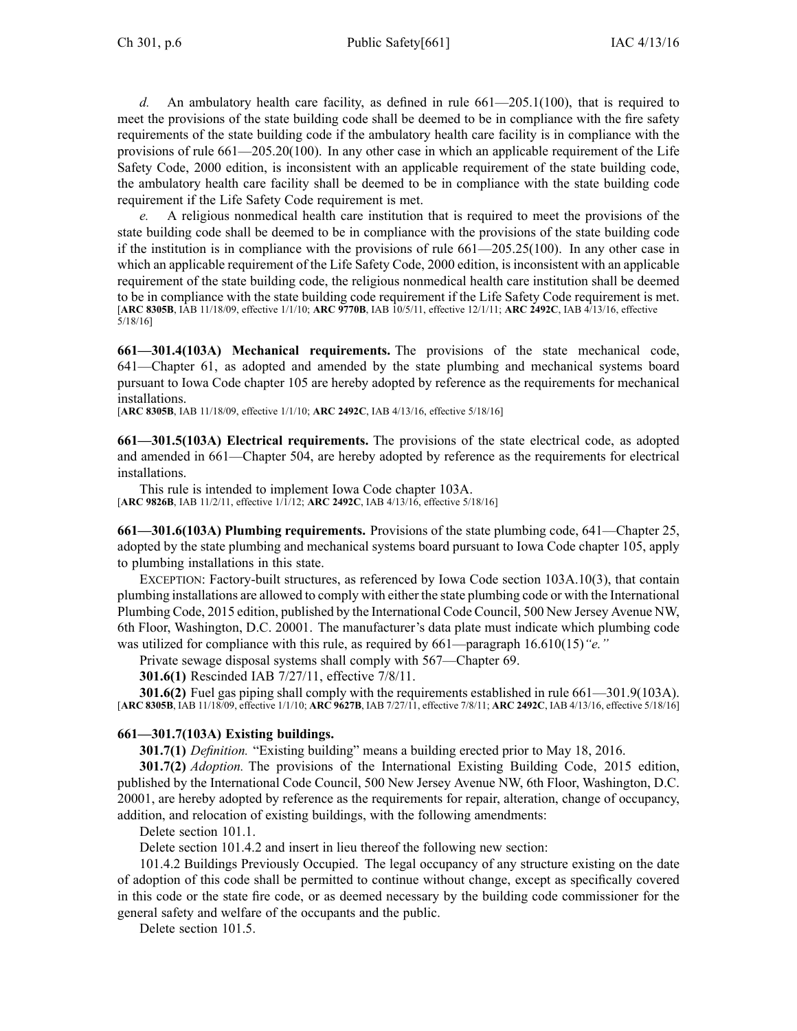*d.* An ambulatory health care facility, as defined in rule 661—205.1(100), that is required to meet the provisions of the state building code shall be deemed to be in compliance with the fire safety requirements of the state building code if the ambulatory health care facility is in compliance with the provisions of rule 661—205.20(100). In any other case in which an applicable requirement of the Life Safety Code, 2000 edition, is inconsistent with an applicable requirement of the state building code, the ambulatory health care facility shall be deemed to be in compliance with the state building code requirement if the Life Safety Code requirement is met.

*e.* A religious nonmedical health care institution that is required to meet the provisions of the state building code shall be deemed to be in compliance with the provisions of the state building code if the institution is in compliance with the provisions of rule 661—205.25(100). In any other case in which an applicable requirement of the Life Safety Code, 2000 edition, is inconsistent with an applicable requirement of the state building code, the religious nonmedical health care institution shall be deemed to be in compliance with the state building code requirement if the Life Safety Code requirement is met.
[**ARC 8305B**, IAB 11/18/09, effective 1/1/10; **ARC 9770B**, IAB 10/5/11, effective 12/1/11; **ARC 2492C**, IAB 4/13/16, effective 5/18/16]

**661—301.4(103A) Mechanical requirements.** The provisions of the state mechanical code, 641—Chapter 61, as adopted and amended by the state plumbing and mechanical systems board pursuant to Iowa Code chapter 105 are hereby adopted by reference as the requirements for mechanical installations.
[**ARC 8305B**, IAB 11/18/09, effective 1/1/10; **ARC 2492C**, IAB 4/13/16, effective 5/18/16]

**661—301.5(103A) Electrical requirements.** The provisions of the state electrical code, as adopted and amended in 661—Chapter 504, are hereby adopted by reference as the requirements for electrical installations.

This rule is intended to implement Iowa Code chapter 103A.
[**ARC 9826B**, IAB 11/2/11, effective 1/1/12; **ARC 2492C**, IAB 4/13/16, effective 5/18/16]

**661—301.6(103A) Plumbing requirements.** Provisions of the state plumbing code, 641—Chapter 25, adopted by the state plumbing and mechanical systems board pursuant to Iowa Code chapter 105, apply to plumbing installations in this state.

EXCEPTION: Factory-built structures, as referenced by Iowa Code section 103A.10(3), that contain plumbing installations are allowed to comply with either the state plumbing code or with the International Plumbing Code, 2015 edition, published by the International Code Council, 500 New Jersey Avenue NW, 6th Floor, Washington, D.C. 20001. The manufacturer's data plate must indicate which plumbing code was utilized for compliance with this rule, as required by 661—paragraph 16.610(15)*"e."*

Private sewage disposal systems shall comply with 567—Chapter 69.

**301.6(1)** Rescinded IAB 7/27/11, effective 7/8/11.

**301.6(2)** Fuel gas piping shall comply with the requirements established in rule 661—301.9(103A).
[**ARC 8305B**, IAB 11/18/09, effective 1/1/10; **ARC 9627B**, IAB 7/27/11, effective 7/8/11; **ARC 2492C**, IAB 4/13/16, effective 5/18/16]

**661—301.7(103A) Existing buildings.**

**301.7(1)** *Definition.* "Existing building" means a building erected prior to May 18, 2016.

**301.7(2)** *Adoption.* The provisions of the International Existing Building Code, 2015 edition, published by the International Code Council, 500 New Jersey Avenue NW, 6th Floor, Washington, D.C. 20001, are hereby adopted by reference as the requirements for repair, alteration, change of occupancy, addition, and relocation of existing buildings, with the following amendments:

Delete section 101.1.

Delete section 101.4.2 and insert in lieu thereof the following new section:

101.4.2 Buildings Previously Occupied. The legal occupancy of any structure existing on the date of adoption of this code shall be permitted to continue without change, except as specifically covered in this code or the state fire code, or as deemed necessary by the building code commissioner for the general safety and welfare of the occupants and the public.

Delete section 101.5.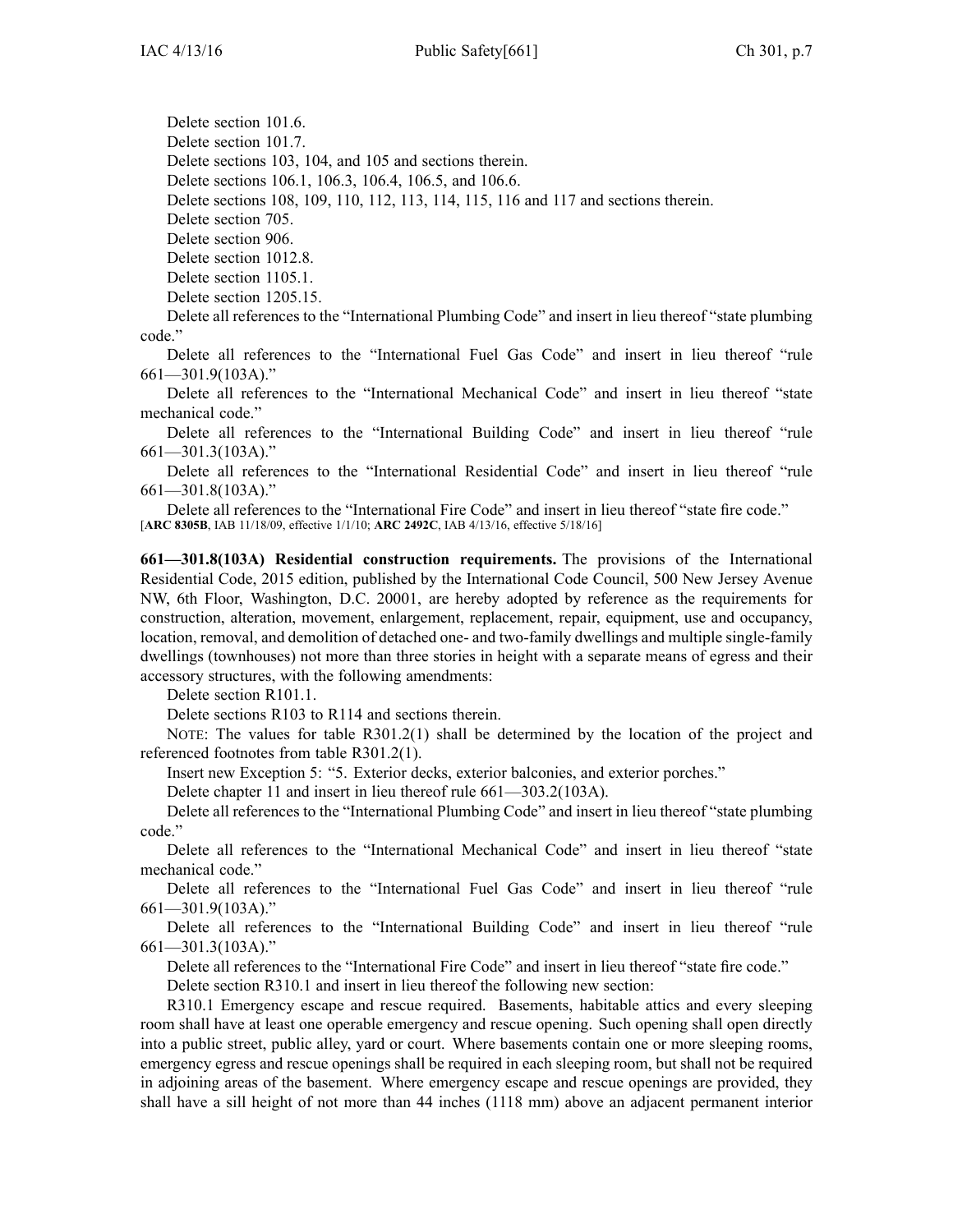Delete section 101.6.

Delete section 101.7.

Delete sections 103, 104, and 105 and sections therein.

Delete sections 106.1, 106.3, 106.4, 106.5, and 106.6.

Delete sections 108, 109, 110, 112, 113, 114, 115, 116 and 117 and sections therein.

Delete section 705.

Delete section 906.

Delete section 1012.8.

Delete section 1105.1.

Delete section 1205.15.

Delete all references to the "International Plumbing Code" and insert in lieu thereof "state plumbing code."

Delete all references to the "International Fuel Gas Code" and insert in lieu thereof "rule 661—301.9(103A)."

Delete all references to the "International Mechanical Code" and insert in lieu thereof "state mechanical code."

Delete all references to the "International Building Code" and insert in lieu thereof "rule 661—301.3(103A)."

Delete all references to the "International Residential Code" and insert in lieu thereof "rule 661—301.8(103A)."

Delete all references to the "International Fire Code" and insert in lieu thereof "state fire code."

[**ARC 8305B**, IAB 11/18/09, effective 1/1/10; **ARC 2492C**, IAB 4/13/16, effective 5/18/16]

**661—301.8(103A) Residential construction requirements.** The provisions of the International Residential Code, 2015 edition, published by the International Code Council, 500 New Jersey Avenue NW, 6th Floor, Washington, D.C. 20001, are hereby adopted by reference as the requirements for construction, alteration, movement, enlargement, replacement, repair, equipment, use and occupancy, location, removal, and demolition of detached one- and two-family dwellings and multiple single-family dwellings (townhouses) not more than three stories in height with a separate means of egress and their accessory structures, with the following amendments:

Delete section R101.1.

Delete sections R103 to R114 and sections therein.

NOTE: The values for table R301.2(1) shall be determined by the location of the project and referenced footnotes from table R301.2(1).

Insert new Exception 5: "5. Exterior decks, exterior balconies, and exterior porches."

Delete chapter 11 and insert in lieu thereof rule 661—303.2(103A).

Delete all references to the "International Plumbing Code" and insert in lieu thereof "state plumbing code."

Delete all references to the "International Mechanical Code" and insert in lieu thereof "state mechanical code."

Delete all references to the "International Fuel Gas Code" and insert in lieu thereof "rule 661—301.9(103A)."

Delete all references to the "International Building Code" and insert in lieu thereof "rule 661—301.3(103A)."

Delete all references to the "International Fire Code" and insert in lieu thereof "state fire code."

Delete section R310.1 and insert in lieu thereof the following new section:

R310.1 Emergency escape and rescue required. Basements, habitable attics and every sleeping room shall have at least one operable emergency and rescue opening. Such opening shall open directly into a public street, public alley, yard or court. Where basements contain one or more sleeping rooms, emergency egress and rescue openings shall be required in each sleeping room, but shall not be required in adjoining areas of the basement. Where emergency escape and rescue openings are provided, they shall have a sill height of not more than 44 inches (1118 mm) above an adjacent permanent interior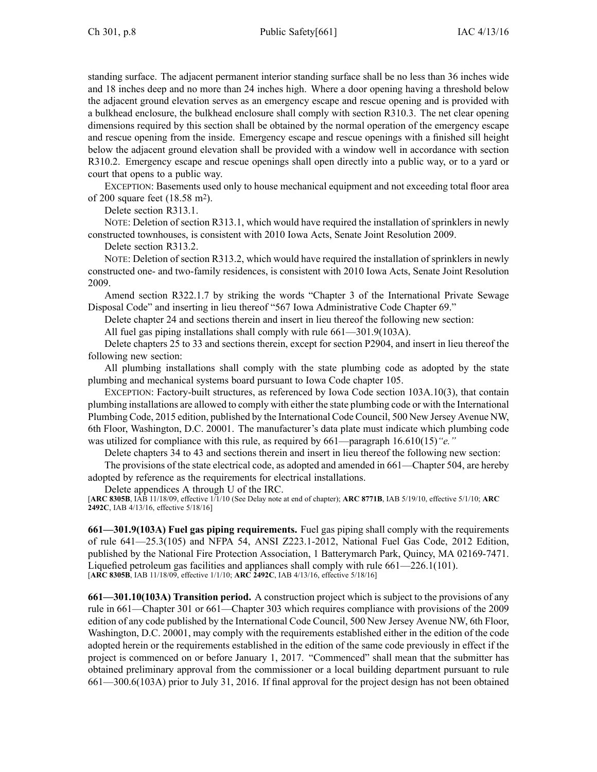standing surface. The adjacent permanent interior standing surface shall be no less than 36 inches wide and 18 inches deep and no more than 24 inches high. Where a door opening having a threshold below the adjacent ground elevation serves as an emergency escape and rescue opening and is provided with a bulkhead enclosure, the bulkhead enclosure shall comply with section R310.3. The net clear opening dimensions required by this section shall be obtained by the normal operation of the emergency escape and rescue opening from the inside. Emergency escape and rescue openings with a finished sill height below the adjacent ground elevation shall be provided with a window well in accordance with section R310.2. Emergency escape and rescue openings shall open directly into a public way, or to a yard or court that opens to a public way.

EXCEPTION: Basements used only to house mechanical equipment and not exceeding total floor area of 200 square feet (18.58 $m^2$).

Delete section R313.1.

NOTE: Deletion of section R313.1, which would have required the installation of sprinklers in newly constructed townhouses, is consistent with 2010 Iowa Acts, Senate Joint Resolution 2009.

Delete section R313.2.

NOTE: Deletion of section R313.2, which would have required the installation of sprinklers in newly constructed one- and two-family residences, is consistent with 2010 Iowa Acts, Senate Joint Resolution 2009.

Amend section R322.1.7 by striking the words "Chapter 3 of the International Private Sewage Disposal Code" and inserting in lieu thereof "567 Iowa Administrative Code Chapter 69."

Delete chapter 24 and sections therein and insert in lieu thereof the following new section:

All fuel gas piping installations shall comply with rule 661—301.9(103A).

Delete chapters 25 to 33 and sections therein, except for section P2904, and insert in lieu thereof the following new section:

All plumbing installations shall comply with the state plumbing code as adopted by the state plumbing and mechanical systems board pursuant to Iowa Code chapter 105.

EXCEPTION: Factory-built structures, as referenced by Iowa Code section 103A.10(3), that contain plumbing installations are allowed to comply with either the state plumbing code or with the International Plumbing Code, 2015 edition, published by the International Code Council, 500 New Jersey Avenue NW, 6th Floor, Washington, D.C. 20001. The manufacturer's data plate must indicate which plumbing code was utilized for compliance with this rule, as required by 661—paragraph 16.610(15)*"e."*

Delete chapters 34 to 43 and sections therein and insert in lieu thereof the following new section:

The provisions of the state electrical code, as adopted and amended in 661—Chapter 504, are hereby adopted by reference as the requirements for electrical installations.

Delete appendices A through U of the IRC.

[**ARC 8305B**, IAB 11/18/09, effective 1/1/10 (See Delay note at end of chapter); **ARC 8771B**, IAB 5/19/10, effective 5/1/10; **ARC 2492C**, IAB 4/13/16, effective 5/18/16]

**661—301.9(103A) Fuel gas piping requirements.** Fuel gas piping shall comply with the requirements of rule 641—25.3(105) and NFPA 54, ANSI Z223.1-2012, National Fuel Gas Code, 2012 Edition, published by the National Fire Protection Association, 1 Batterymarch Park, Quincy, MA 02169-7471. Liquefied petroleum gas facilities and appliances shall comply with rule 661—226.1(101).
[**ARC 8305B**, IAB 11/18/09, effective 1/1/10; **ARC 2492C**, IAB 4/13/16, effective 5/18/16]

**661—301.10(103A) Transition period.** A construction project which is subject to the provisions of any rule in 661—Chapter 301 or 661—Chapter 303 which requires compliance with provisions of the 2009 edition of any code published by the International Code Council, 500 New Jersey Avenue NW, 6th Floor, Washington, D.C. 20001, may comply with the requirements established either in the edition of the code adopted herein or the requirements established in the edition of the same code previously in effect if the project is commenced on or before January 1, 2017. "Commenced" shall mean that the submitter has obtained preliminary approval from the commissioner or a local building department pursuant to rule 661—300.6(103A) prior to July 31, 2016. If final approval for the project design has not been obtained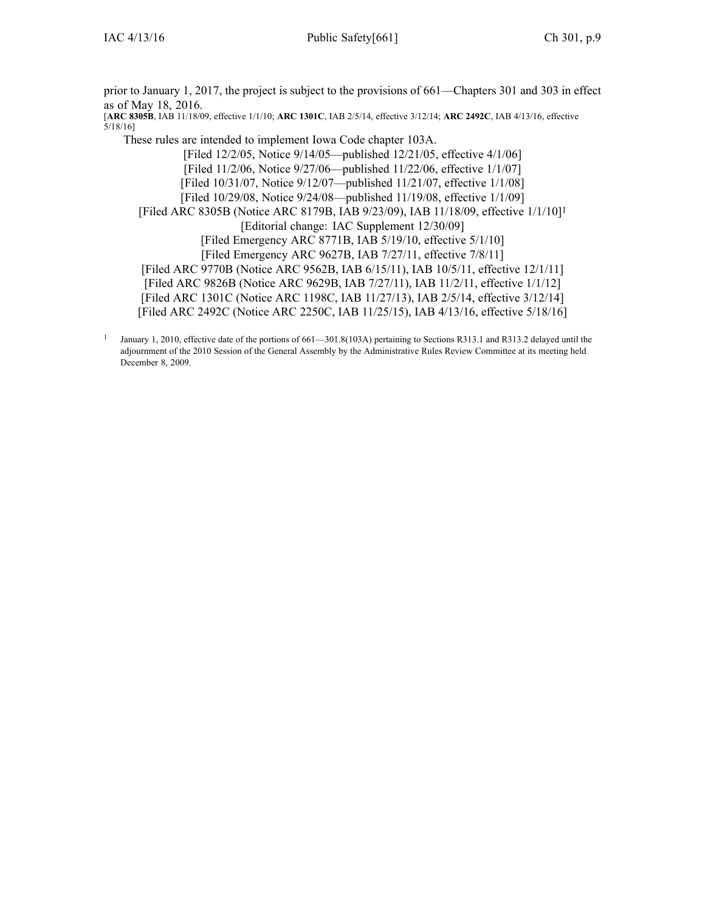prior to January 1, 2017, the project is subject to the provisions of 661—Chapters 301 and 303 in effect as of May 18, 2016.

[**ARC 8305B**, IAB 11/18/09, effective 1/1/10; **ARC 1301C**, IAB 2/5/14, effective 3/12/14; **ARC 2492C**, IAB 4/13/16, effective 5/18/16]

These rules are intended to implement Iowa Code chapter 103A.

[Filed 12/2/05, Notice 9/14/05—published 12/21/05, effective 4/1/06]
[Filed 11/2/06, Notice 9/27/06—published 11/22/06, effective 1/1/07]
[Filed 10/31/07, Notice 9/12/07—published 11/21/07, effective 1/1/08]
[Filed 10/29/08, Notice 9/24/08—published 11/19/08, effective 1/1/09]
[Filed ARC 8305B (Notice ARC 8179B, IAB 9/23/09), IAB 11/18/09, effective 1/1/10][1]
[Editorial change: IAC Supplement 12/30/09]
[Filed Emergency ARC 8771B, IAB 5/19/10, effective 5/1/10]
[Filed Emergency ARC 9627B, IAB 7/27/11, effective 7/8/11]
[Filed ARC 9770B (Notice ARC 9562B, IAB 6/15/11), IAB 10/5/11, effective 12/1/11]
[Filed ARC 9826B (Notice ARC 9629B, IAB 7/27/11), IAB 11/2/11, effective 1/1/12]
[Filed ARC 1301C (Notice ARC 1198C, IAB 11/27/13), IAB 2/5/14, effective 3/12/14]
[Filed ARC 2492C (Notice ARC 2250C, IAB 11/25/15), IAB 4/13/16, effective 5/18/16]

[1] January 1, 2010, effective date of the portions of 661—301.8(103A) pertaining to Sections R313.1 and R313.2 delayed until the adjournment of the 2010 Session of the General Assembly by the Administrative Rules Review Committee at its meeting held December 8, 2009.